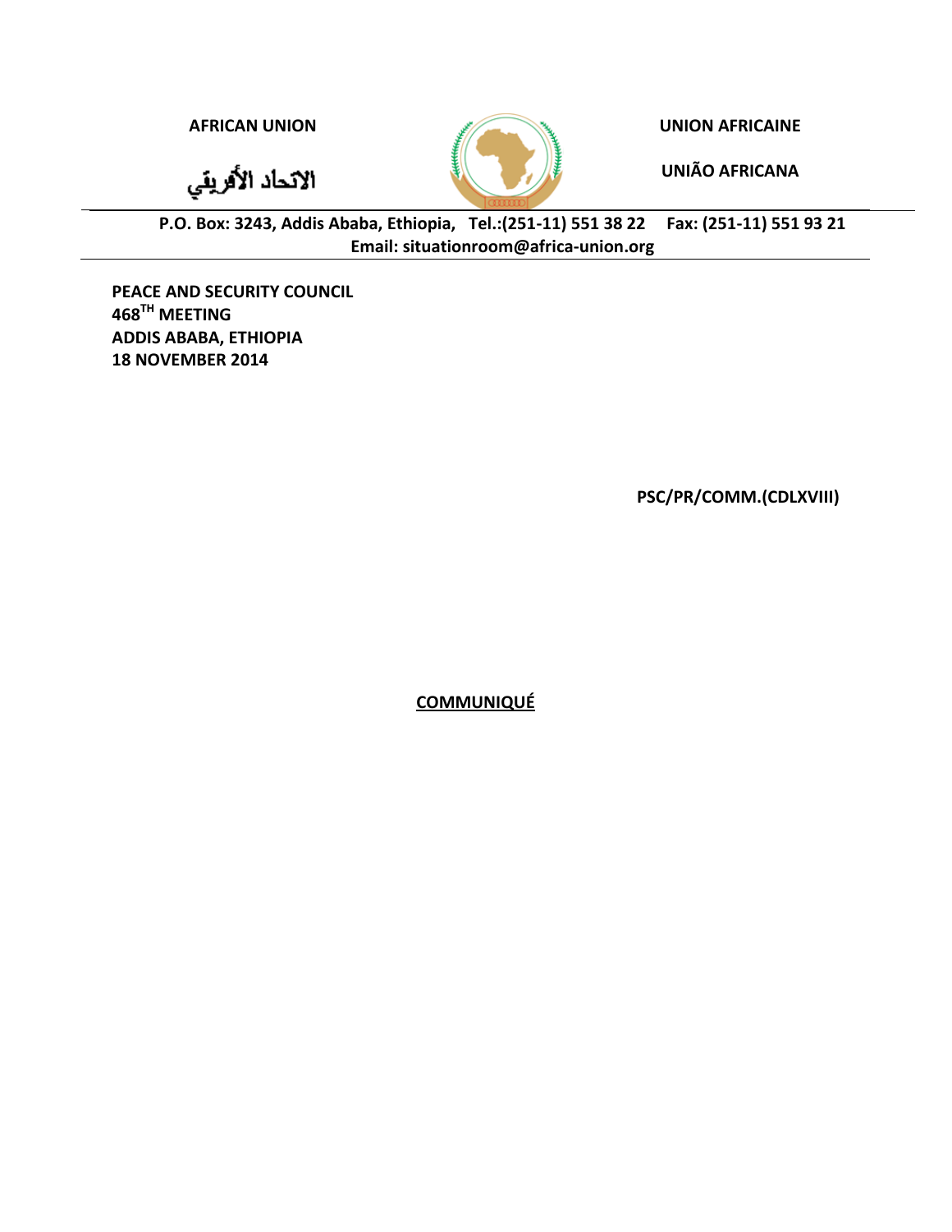AFRICAN UNION

الاتحاد الأفريقي

UNION AFRICAINE

UNIÃO AFRICANA

P.O. Box: 3243, Addis Ababa, Ethiopia, Tel.:(251-11) 551 38 22 Fax: (251-11) 551 93 21
Email: situationroom@africa-union.org

**PEACE AND SECURITY COUNCIL**
**468TH MEETING**
**ADDIS ABABA, ETHIOPIA**
**18 NOVEMBER 2014**

**PSC/PR/COMM.(CDLXVIII)**

# COMMUNIQUÉ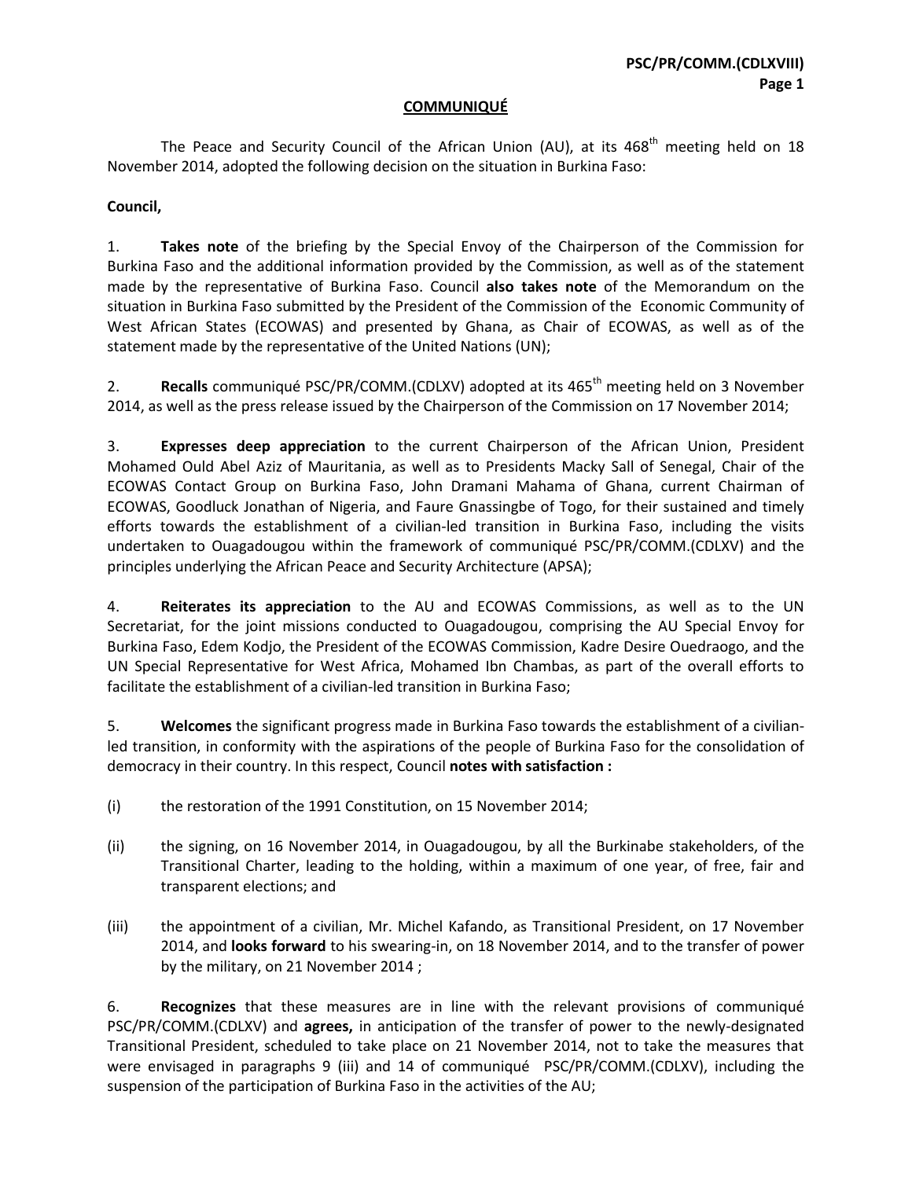**COMMUNIQUÉ**

The Peace and Security Council of the African Union (AU), at its 468th meeting held on 18 November 2014, adopted the following decision on the situation in Burkina Faso:

**Council,**

1. **Takes note** of the briefing by the Special Envoy of the Chairperson of the Commission for Burkina Faso and the additional information provided by the Commission, as well as of the statement made by the representative of Burkina Faso. Council **also takes note** of the Memorandum on the situation in Burkina Faso submitted by the President of the Commission of the Economic Community of West African States (ECOWAS) and presented by Ghana, as Chair of ECOWAS, as well as of the statement made by the representative of the United Nations (UN);

2. **Recalls** communiqué PSC/PR/COMM.(CDLXV) adopted at its 465th meeting held on 3 November 2014, as well as the press release issued by the Chairperson of the Commission on 17 November 2014;

3. **Expresses deep appreciation** to the current Chairperson of the African Union, President Mohamed Ould Abel Aziz of Mauritania, as well as to Presidents Macky Sall of Senegal, Chair of the ECOWAS Contact Group on Burkina Faso, John Dramani Mahama of Ghana, current Chairman of ECOWAS, Goodluck Jonathan of Nigeria, and Faure Gnassingbe of Togo, for their sustained and timely efforts towards the establishment of a civilian-led transition in Burkina Faso, including the visits undertaken to Ouagadougou within the framework of communiqué PSC/PR/COMM.(CDLXV) and the principles underlying the African Peace and Security Architecture (APSA);

4. **Reiterates its appreciation** to the AU and ECOWAS Commissions, as well as to the UN Secretariat, for the joint missions conducted to Ouagadougou, comprising the AU Special Envoy for Burkina Faso, Edem Kodjo, the President of the ECOWAS Commission, Kadre Desire Ouedraogo, and the UN Special Representative for West Africa, Mohamed Ibn Chambas, as part of the overall efforts to facilitate the establishment of a civilian-led transition in Burkina Faso;

5. **Welcomes** the significant progress made in Burkina Faso towards the establishment of a civilian-led transition, in conformity with the aspirations of the people of Burkina Faso for the consolidation of democracy in their country. In this respect, Council **notes with satisfaction :**

(i) the restoration of the 1991 Constitution, on 15 November 2014;

(ii) the signing, on 16 November 2014, in Ouagadougou, by all the Burkinabe stakeholders, of the Transitional Charter, leading to the holding, within a maximum of one year, of free, fair and transparent elections; and

(iii) the appointment of a civilian, Mr. Michel Kafando, as Transitional President, on 17 November 2014, and **looks forward** to his swearing-in, on 18 November 2014, and to the transfer of power by the military, on 21 November 2014 ;

6. **Recognizes** that these measures are in line with the relevant provisions of communiqué PSC/PR/COMM.(CDLXV) and **agrees,** in anticipation of the transfer of power to the newly-designated Transitional President, scheduled to take place on 21 November 2014, not to take the measures that were envisaged in paragraphs 9 (iii) and 14 of communiqué PSC/PR/COMM.(CDLXV), including the suspension of the participation of Burkina Faso in the activities of the AU;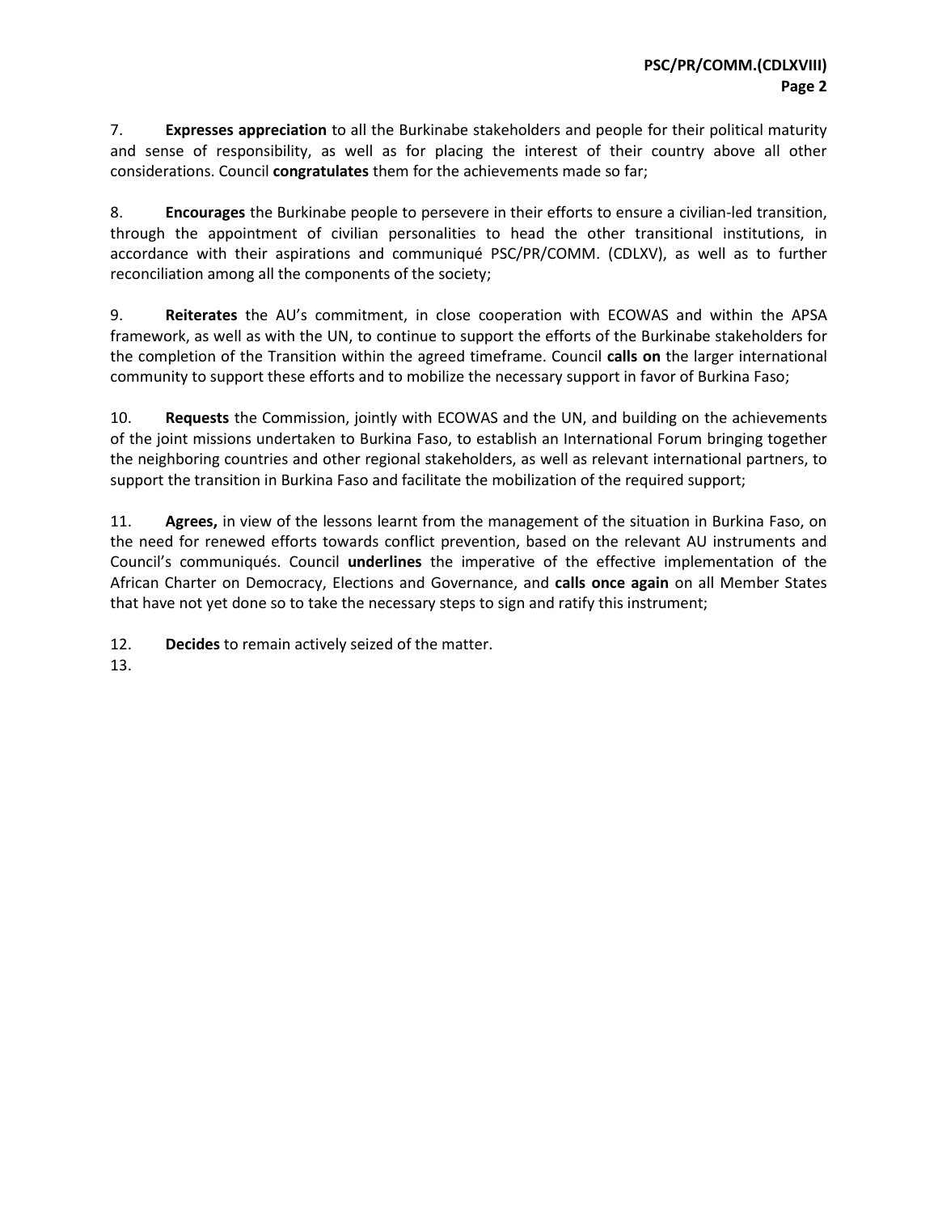7. **Expresses appreciation** to all the Burkinabe stakeholders and people for their political maturity and sense of responsibility, as well as for placing the interest of their country above all other considerations. Council **congratulates** them for the achievements made so far;

8. **Encourages** the Burkinabe people to persevere in their efforts to ensure a civilian-led transition, through the appointment of civilian personalities to head the other transitional institutions, in accordance with their aspirations and communiqué PSC/PR/COMM. (CDLXV), as well as to further reconciliation among all the components of the society;

9. **Reiterates** the AU's commitment, in close cooperation with ECOWAS and within the APSA framework, as well as with the UN, to continue to support the efforts of the Burkinabe stakeholders for the completion of the Transition within the agreed timeframe. Council **calls on** the larger international community to support these efforts and to mobilize the necessary support in favor of Burkina Faso;

10. **Requests** the Commission, jointly with ECOWAS and the UN, and building on the achievements of the joint missions undertaken to Burkina Faso, to establish an International Forum bringing together the neighboring countries and other regional stakeholders, as well as relevant international partners, to support the transition in Burkina Faso and facilitate the mobilization of the required support;

11. **Agrees,** in view of the lessons learnt from the management of the situation in Burkina Faso, on the need for renewed efforts towards conflict prevention, based on the relevant AU instruments and Council's communiqués. Council **underlines** the imperative of the effective implementation of the African Charter on Democracy, Elections and Governance, and **calls once again** on all Member States that have not yet done so to take the necessary steps to sign and ratify this instrument;

12. **Decides** to remain actively seized of the matter.

13.